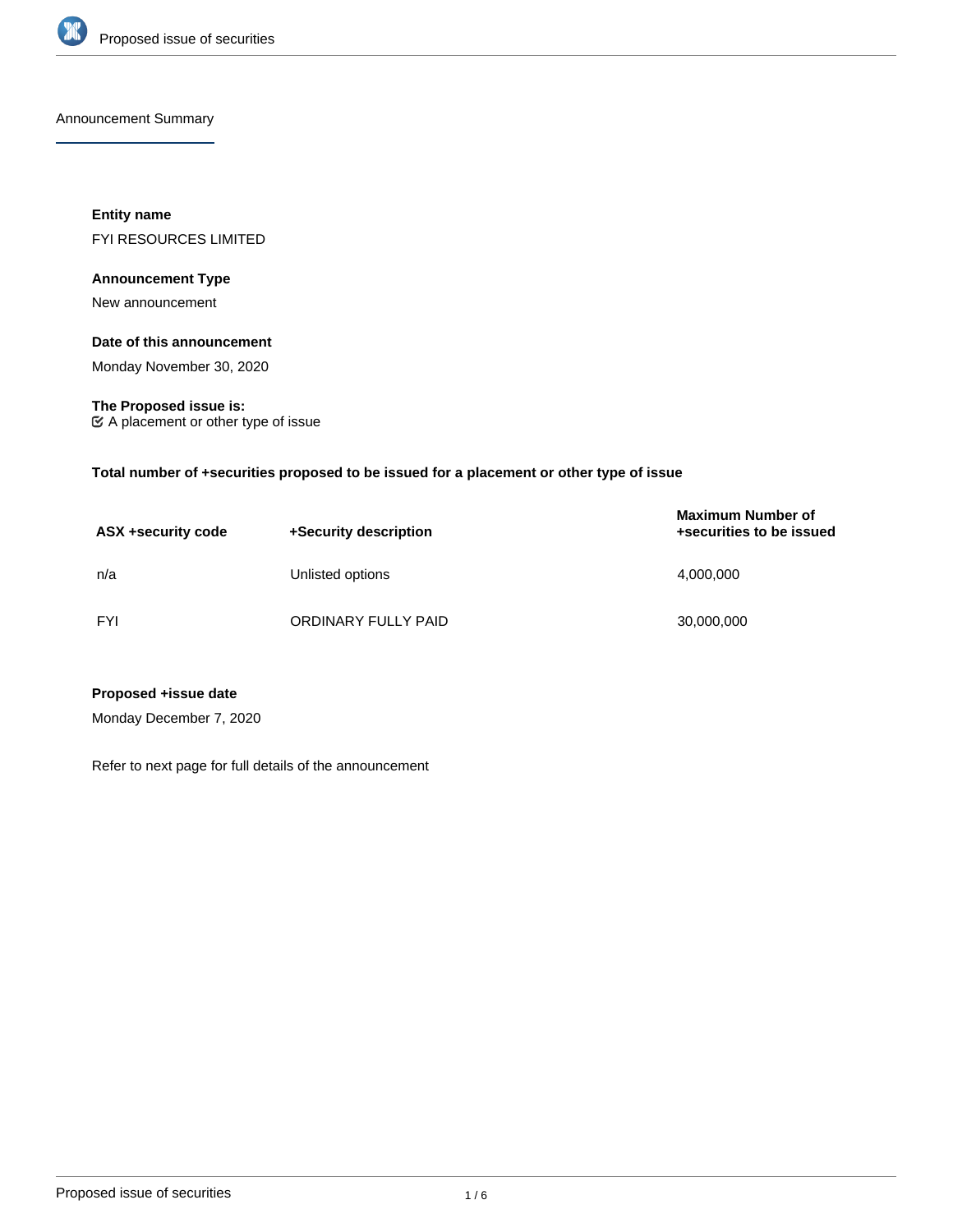## Announcement Summary

**Entity name**

FYI RESOURCES LIMITED

**Announcement Type**

New announcement

**Date of this announcement**

Monday November 30, 2020

**The Proposed issue is:**

☑ A placement or other type of issue

**Total number of +securities proposed to be issued for a placement or other type of issue**

| ASX +security code | +Security description | Maximum Number of +securities to be issued |
|---|---|---|
| n/a | Unlisted options | 4,000,000 |
| FYI | ORDINARY FULLY PAID | 30,000,000 |

**Proposed +issue date**

Monday December 7, 2020

Refer to next page for full details of the announcement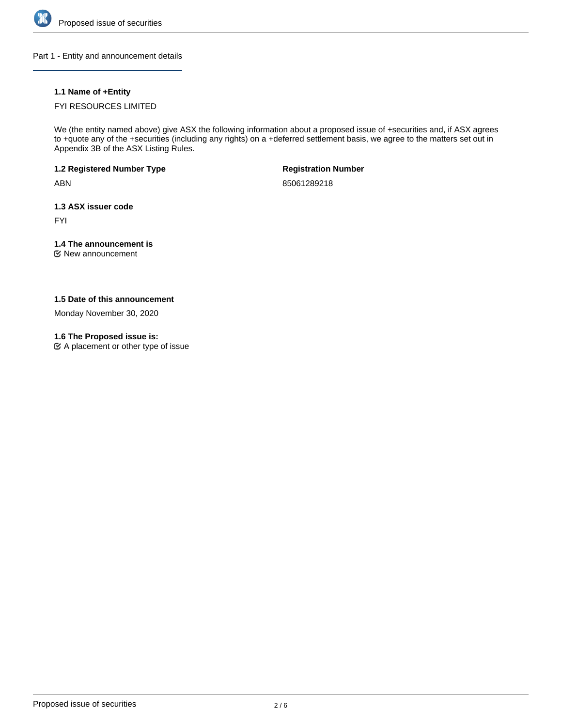## Part 1 - Entity and announcement details

### 1.1 Name of +Entity

FYI RESOURCES LIMITED

We (the entity named above) give ASX the following information about a proposed issue of +securities and, if ASX agrees to +quote any of the +securities (including any rights) on a +deferred settlement basis, we agree to the matters set out in Appendix 3B of the ASX Listing Rules.

### 1.2 Registered Number Type

ABN

**Registration Number**

85061289218

### 1.3 ASX issuer code

FYI

### 1.4 The announcement is

☑ New announcement

### 1.5 Date of this announcement

Monday November 30, 2020

### 1.6 The Proposed issue is:

☑ A placement or other type of issue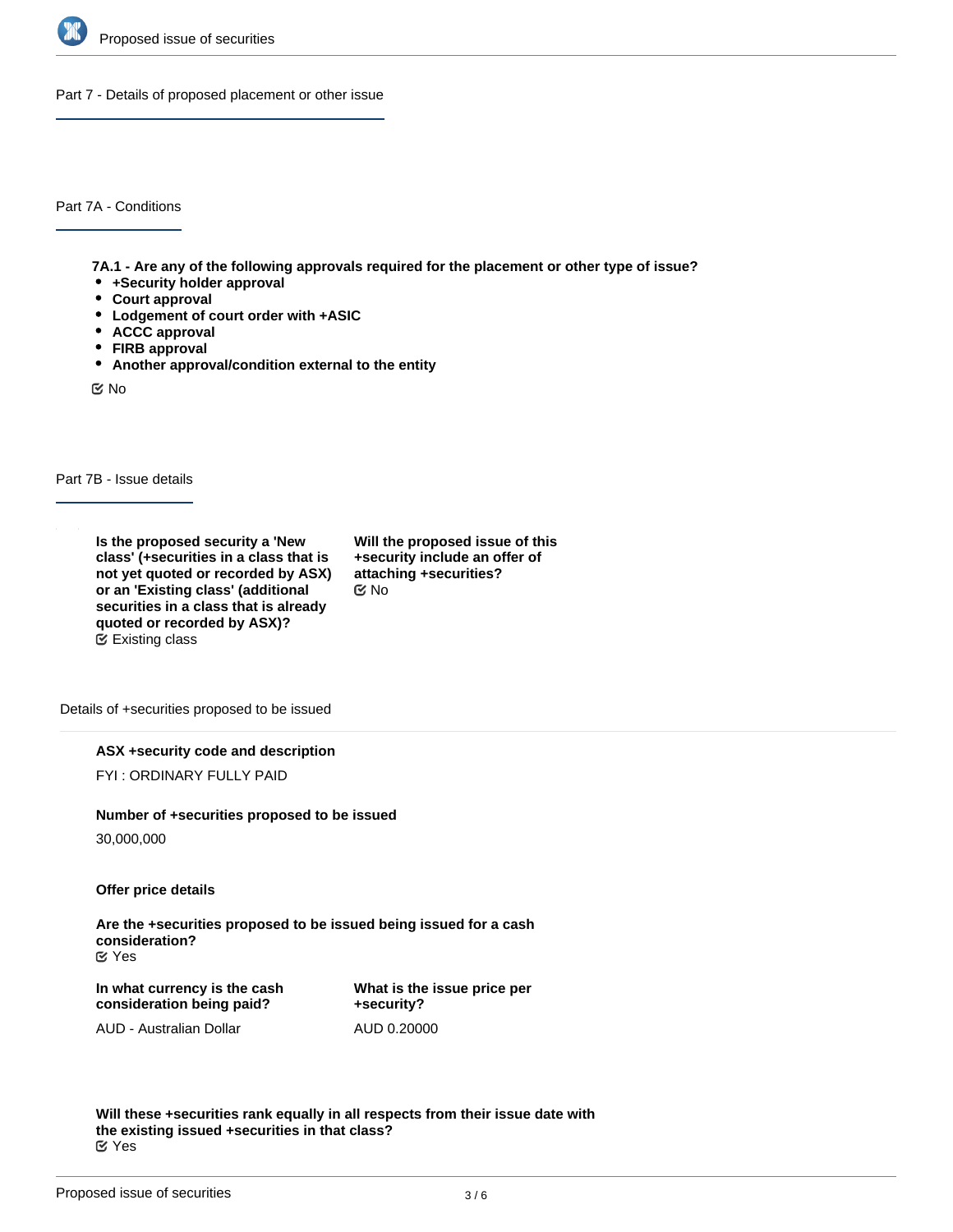## Part 7 - Details of proposed placement or other issue

### Part 7A - Conditions

**7A.1 - Are any of the following approvals required for the placement or other type of issue?**

- **+Security holder approval**
- **Court approval**
- **Lodgement of court order with +ASIC**
- **ACCC approval**
- **FIRB approval**
- **Another approval/condition external to the entity**

No

### Part 7B - Issue details

**Is the proposed security a 'New class' (+securities in a class that is not yet quoted or recorded by ASX) or an 'Existing class' (additional securities in a class that is already quoted or recorded by ASX)?**

Existing class

**Will the proposed issue of this +security include an offer of attaching +securities?**

No

Details of +securities proposed to be issued

**ASX +security code and description**

FYI : ORDINARY FULLY PAID

**Number of +securities proposed to be issued**

30,000,000

**Offer price details**

**Are the +securities proposed to be issued being issued for a cash consideration?**

Yes

**In what currency is the cash consideration being paid?**

AUD - Australian Dollar

**What is the issue price per +security?**

AUD 0.20000

**Will these +securities rank equally in all respects from their issue date with the existing issued +securities in that class?**

Yes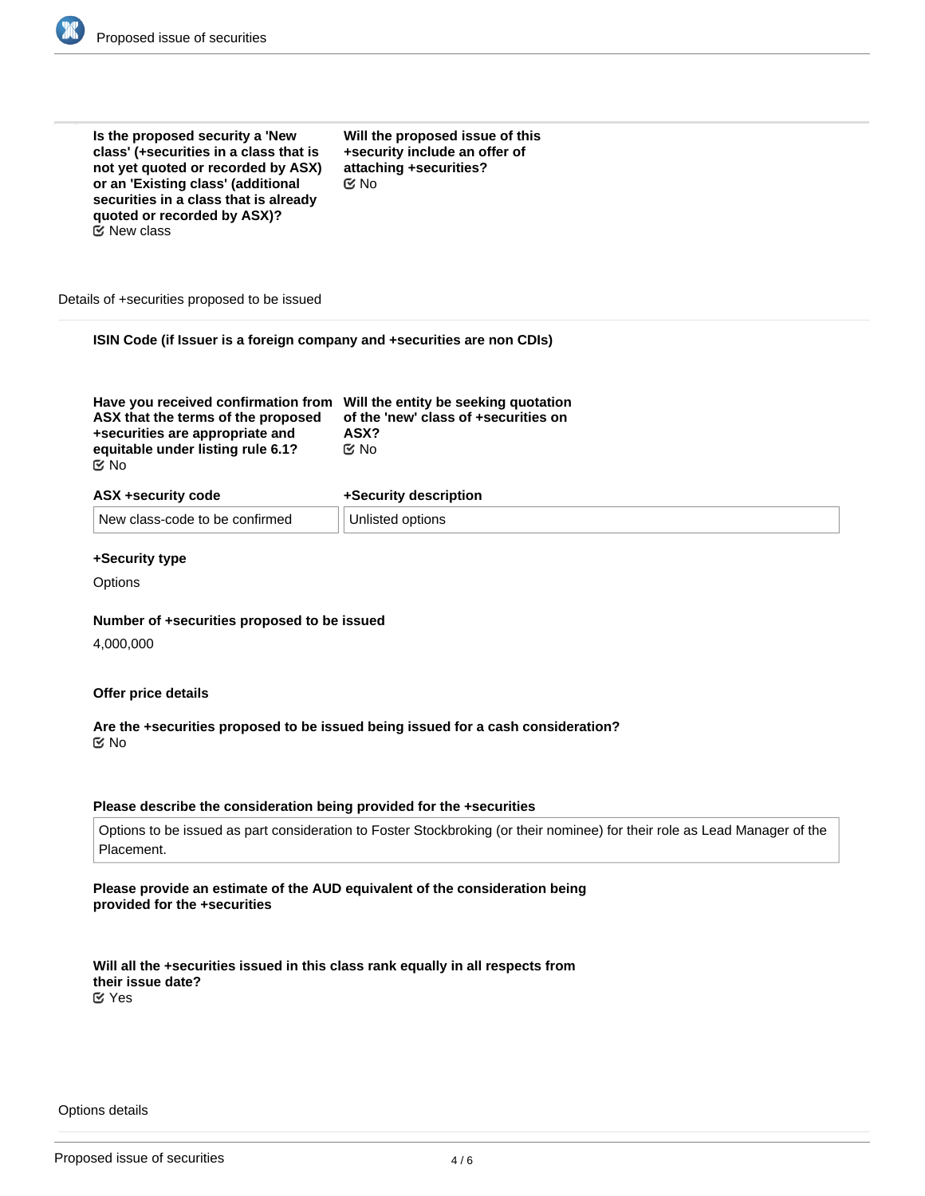**Is the proposed security a 'New class' (+securities in a class that is not yet quoted or recorded by ASX) or an 'Existing class' (additional securities in a class that is already quoted or recorded by ASX)?**
☑ New class

**Will the proposed issue of this +security include an offer of attaching +securities?**
☑ No

Details of +securities proposed to be issued

**ISIN Code (if Issuer is a foreign company and +securities are non CDIs)**

**Have you received confirmation from ASX that the terms of the proposed +securities are appropriate and equitable under listing rule 6.1?**
☑ No

**Will the entity be seeking quotation of the 'new' class of +securities on ASX?**
☑ No

| ASX +security code | +Security description |
|---|---|
| New class-code to be confirmed | Unlisted options |

**+Security type**

Options

**Number of +securities proposed to be issued**

4,000,000

**Offer price details**

**Are the +securities proposed to be issued being issued for a cash consideration?**
☑ No

**Please describe the consideration being provided for the +securities**

Options to be issued as part consideration to Foster Stockbroking (or their nominee) for their role as Lead Manager of the Placement.

**Please provide an estimate of the AUD equivalent of the consideration being provided for the +securities**

**Will all the +securities issued in this class rank equally in all respects from their issue date?**
☑ Yes

Options details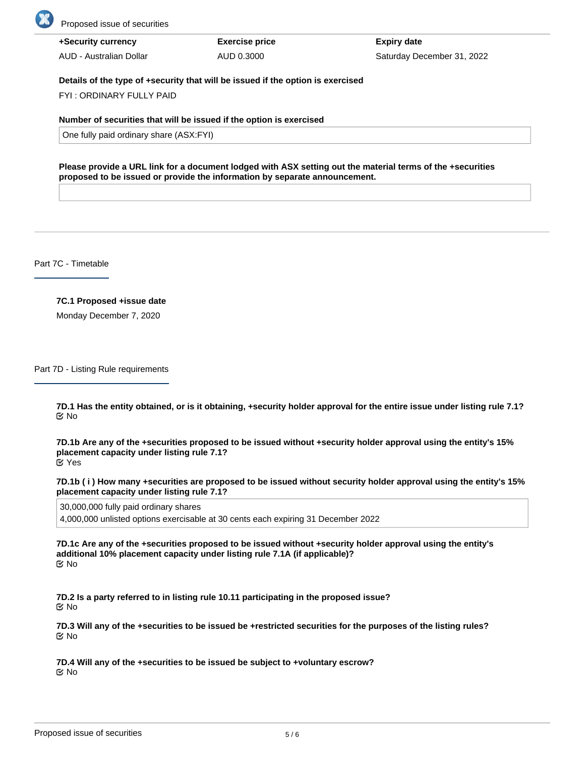| +Security currency | Exercise price | Expiry date |
| --- | --- | --- |
| AUD - Australian Dollar | AUD 0.3000 | Saturday December 31, 2022 |

**Details of the type of +security that will be issued if the option is exercised**

FYI : ORDINARY FULLY PAID

**Number of securities that will be issued if the option is exercised**

One fully paid ordinary share (ASX:FYI)

**Please provide a URL link for a document lodged with ASX setting out the material terms of the +securities proposed to be issued or provide the information by separate announcement.**

## Part 7C - Timetable

**7C.1 Proposed +issue date**

Monday December 7, 2020

## Part 7D - Listing Rule requirements

**7D.1 Has the entity obtained, or is it obtaining, +security holder approval for the entire issue under listing rule 7.1?**

No

**7D.1b Are any of the +securities proposed to be issued without +security holder approval using the entity's 15% placement capacity under listing rule 7.1?**

Yes

**7D.1b ( i ) How many +securities are proposed to be issued without security holder approval using the entity's 15% placement capacity under listing rule 7.1?**

30,000,000 fully paid ordinary shares
4,000,000 unlisted options exercisable at 30 cents each expiring 31 December 2022

**7D.1c Are any of the +securities proposed to be issued without +security holder approval using the entity's additional 10% placement capacity under listing rule 7.1A (if applicable)?**

No

**7D.2 Is a party referred to in listing rule 10.11 participating in the proposed issue?**

No

**7D.3 Will any of the +securities to be issued be +restricted securities for the purposes of the listing rules?**

No

**7D.4 Will any of the +securities to be issued be subject to +voluntary escrow?**

No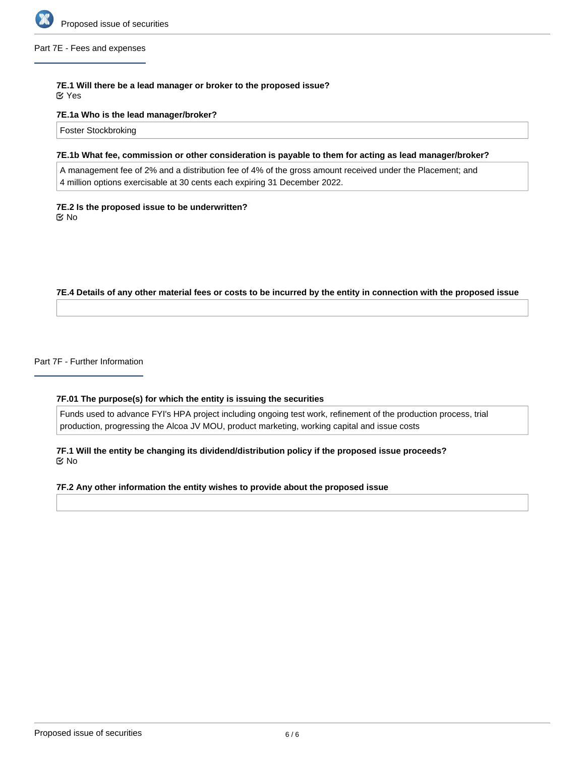## Part 7E - Fees and expenses

**7E.1 Will there be a lead manager or broker to the proposed issue?**
☑ Yes

**7E.1a Who is the lead manager/broker?**

Foster Stockbroking

**7E.1b What fee, commission or other consideration is payable to them for acting as lead manager/broker?**

A management fee of 2% and a distribution fee of 4% of the gross amount received under the Placement; and
4 million options exercisable at 30 cents each expiring 31 December 2022.

**7E.2 Is the proposed issue to be underwritten?**
☑ No

**7E.4 Details of any other material fees or costs to be incurred by the entity in connection with the proposed issue**

## Part 7F - Further Information

**7F.01 The purpose(s) for which the entity is issuing the securities**

Funds used to advance FYI's HPA project including ongoing test work, refinement of the production process, trial production, progressing the Alcoa JV MOU, product marketing, working capital and issue costs

**7F.1 Will the entity be changing its dividend/distribution policy if the proposed issue proceeds?**
☑ No

**7F.2 Any other information the entity wishes to provide about the proposed issue**